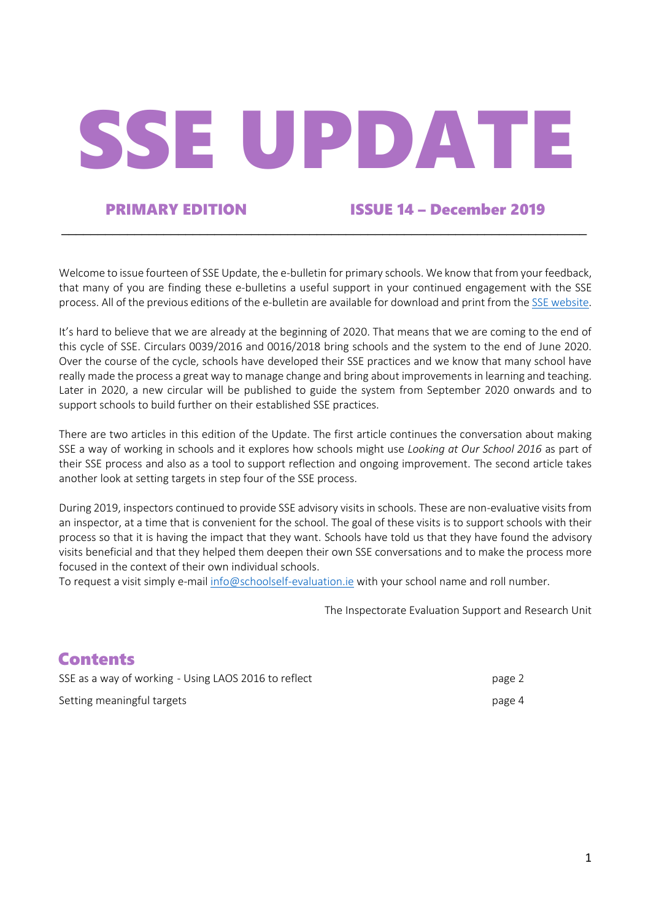# SSE UPDATE

**PRIMARY EDITION** **ISSUE 14 – December 2019**

---

Welcome to issue fourteen of SSE Update, the e-bulletin for primary schools. We know that from your feedback, that many of you are finding these e-bulletins a useful support in your continued engagement with the SSE process. All of the previous editions of the e-bulletin are available for download and print from the SSE website.

It's hard to believe that we are already at the beginning of 2020. That means that we are coming to the end of this cycle of SSE. Circulars 0039/2016 and 0016/2018 bring schools and the system to the end of June 2020. Over the course of the cycle, schools have developed their SSE practices and we know that many school have really made the process a great way to manage change and bring about improvements in learning and teaching. Later in 2020, a new circular will be published to guide the system from September 2020 onwards and to support schools to build further on their established SSE practices.

There are two articles in this edition of the Update. The first article continues the conversation about making SSE a way of working in schools and it explores how schools might use *Looking at Our School 2016* as part of their SSE process and also as a tool to support reflection and ongoing improvement. The second article takes another look at setting targets in step four of the SSE process.

During 2019, inspectors continued to provide SSE advisory visits in schools. These are non-evaluative visits from an inspector, at a time that is convenient for the school. The goal of these visits is to support schools with their process so that it is having the impact that they want. Schools have told us that they have found the advisory visits beneficial and that they helped them deepen their own SSE conversations and to make the process more focused in the context of their own individual schools.
To request a visit simply e-mail info@schoolself-evaluation.ie with your school name and roll number.

The Inspectorate Evaluation Support and Research Unit

## Contents

| | |
|---|---|
| SSE as a way of working - Using LAOS 2016 to reflect | page 2 |
| Setting meaningful targets | page 4 |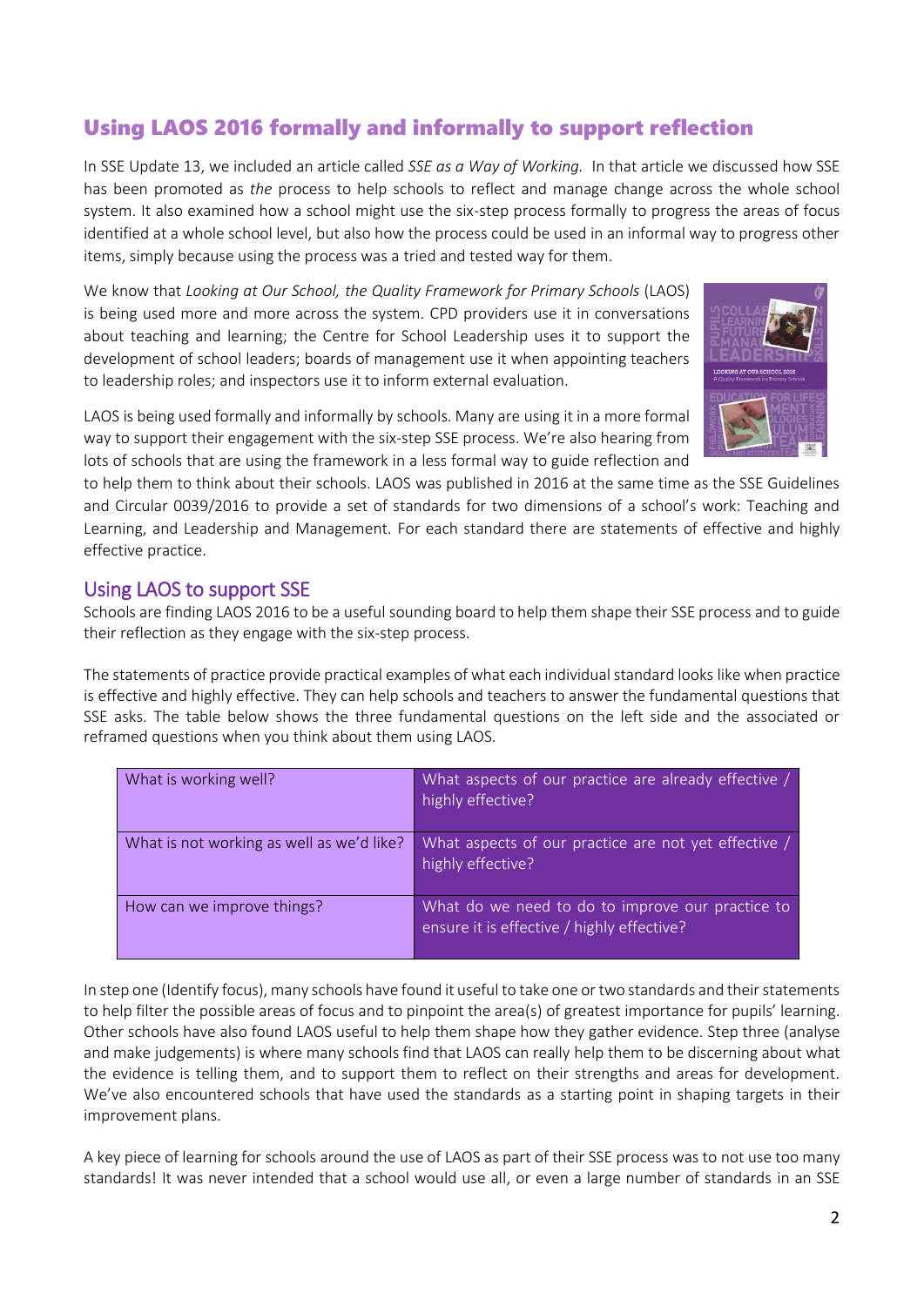## Using LAOS 2016 formally and informally to support reflection

In SSE Update 13, we included an article called *SSE as a Way of Working.* In that article we discussed how SSE has been promoted as *the* process to help schools to reflect and manage change across the whole school system. It also examined how a school might use the six-step process formally to progress the areas of focus identified at a whole school level, but also how the process could be used in an informal way to progress other items, simply because using the process was a tried and tested way for them.

We know that *Looking at Our School, the Quality Framework for Primary Schools* (LAOS) is being used more and more across the system. CPD providers use it in conversations about teaching and learning; the Centre for School Leadership uses it to support the development of school leaders; boards of management use it when appointing teachers to leadership roles; and inspectors use it to inform external evaluation.

LAOS is being used formally and informally by schools. Many are using it in a more formal way to support their engagement with the six-step SSE process. We're also hearing from lots of schools that are using the framework in a less formal way to guide reflection and to help them to think about their schools. LAOS was published in 2016 at the same time as the SSE Guidelines and Circular 0039/2016 to provide a set of standards for two dimensions of a school's work: Teaching and Learning, and Leadership and Management. For each standard there are statements of effective and highly effective practice.

### Using LAOS to support SSE

Schools are finding LAOS 2016 to be a useful sounding board to help them shape their SSE process and to guide their reflection as they engage with the six-step process.

The statements of practice provide practical examples of what each individual standard looks like when practice is effective and highly effective. They can help schools and teachers to answer the fundamental questions that SSE asks. The table below shows the three fundamental questions on the left side and the associated or reframed questions when you think about them using LAOS.

| | |
|---|---|
| What is working well? | What aspects of our practice are already effective / highly effective? |
| What is not working as well as we'd like? | What aspects of our practice are not yet effective / highly effective? |
| How can we improve things? | What do we need to do to improve our practice to ensure it is effective / highly effective? |

In step one (Identify focus), many schools have found it useful to take one or two standards and their statements to help filter the possible areas of focus and to pinpoint the area(s) of greatest importance for pupils' learning. Other schools have also found LAOS useful to help them shape how they gather evidence. Step three (analyse and make judgements) is where many schools find that LAOS can really help them to be discerning about what the evidence is telling them, and to support them to reflect on their strengths and areas for development. We've also encountered schools that have used the standards as a starting point in shaping targets in their improvement plans.

A key piece of learning for schools around the use of LAOS as part of their SSE process was to not use too many standards! It was never intended that a school would use all, or even a large number of standards in an SSE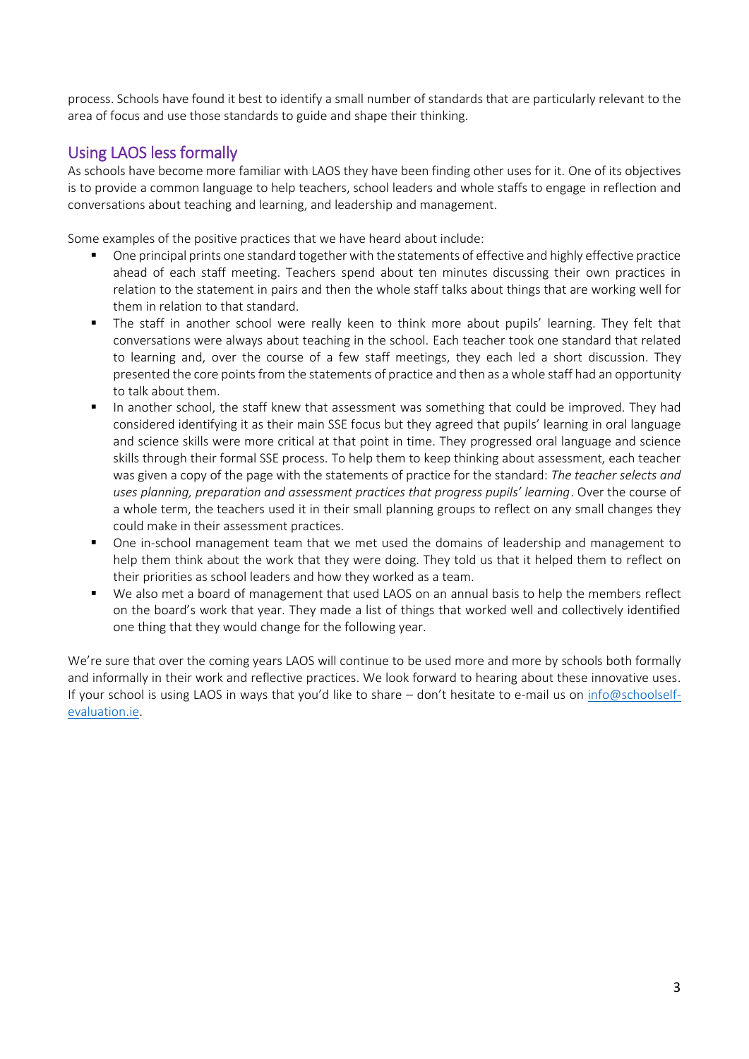process. Schools have found it best to identify a small number of standards that are particularly relevant to the area of focus and use those standards to guide and shape their thinking.

## Using LAOS less formally

As schools have become more familiar with LAOS they have been finding other uses for it. One of its objectives is to provide a common language to help teachers, school leaders and whole staffs to engage in reflection and conversations about teaching and learning, and leadership and management.

Some examples of the positive practices that we have heard about include:

- One principal prints one standard together with the statements of effective and highly effective practice ahead of each staff meeting. Teachers spend about ten minutes discussing their own practices in relation to the statement in pairs and then the whole staff talks about things that are working well for them in relation to that standard.
- The staff in another school were really keen to think more about pupils' learning. They felt that conversations were always about teaching in the school. Each teacher took one standard that related to learning and, over the course of a few staff meetings, they each led a short discussion. They presented the core points from the statements of practice and then as a whole staff had an opportunity to talk about them.
- In another school, the staff knew that assessment was something that could be improved. They had considered identifying it as their main SSE focus but they agreed that pupils' learning in oral language and science skills were more critical at that point in time. They progressed oral language and science skills through their formal SSE process. To help them to keep thinking about assessment, each teacher was given a copy of the page with the statements of practice for the standard: *The teacher selects and uses planning, preparation and assessment practices that progress pupils' learning*. Over the course of a whole term, the teachers used it in their small planning groups to reflect on any small changes they could make in their assessment practices.
- One in-school management team that we met used the domains of leadership and management to help them think about the work that they were doing. They told us that it helped them to reflect on their priorities as school leaders and how they worked as a team.
- We also met a board of management that used LAOS on an annual basis to help the members reflect on the board's work that year. They made a list of things that worked well and collectively identified one thing that they would change for the following year.

We're sure that over the coming years LAOS will continue to be used more and more by schools both formally and informally in their work and reflective practices. We look forward to hearing about these innovative uses. If your school is using LAOS in ways that you'd like to share – don't hesitate to e-mail us on info@schoolself-evaluation.ie.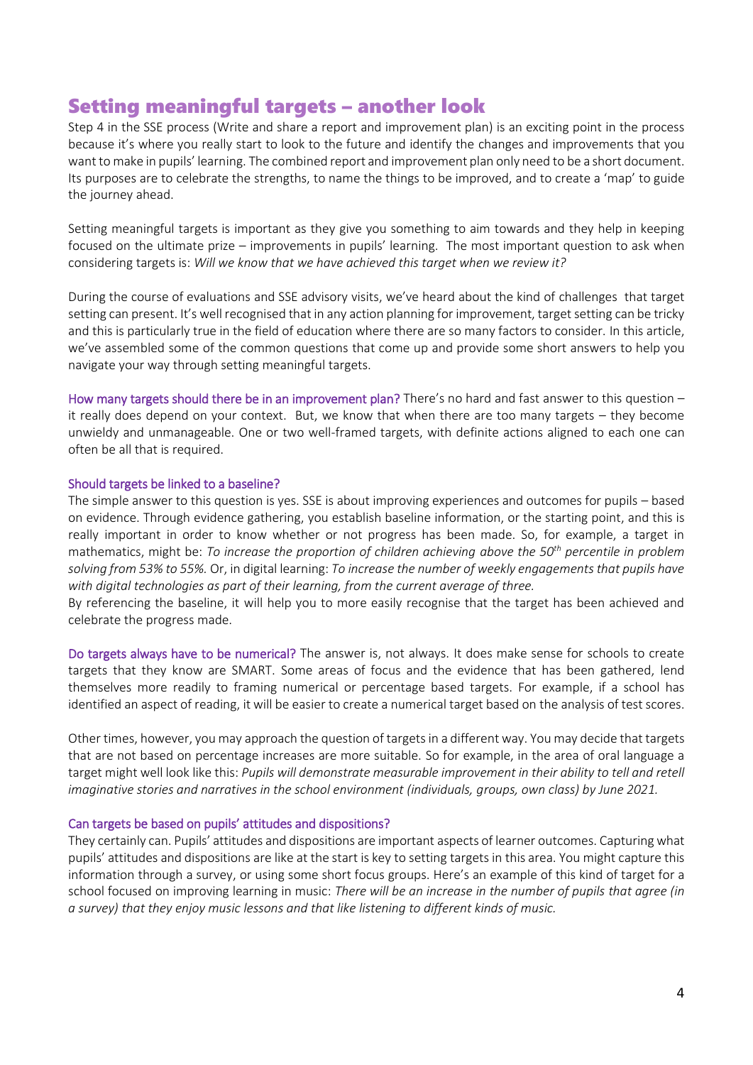## Setting meaningful targets – another look

Step 4 in the SSE process (Write and share a report and improvement plan) is an exciting point in the process because it's where you really start to look to the future and identify the changes and improvements that you want to make in pupils' learning. The combined report and improvement plan only need to be a short document. Its purposes are to celebrate the strengths, to name the things to be improved, and to create a 'map' to guide the journey ahead.

Setting meaningful targets is important as they give you something to aim towards and they help in keeping focused on the ultimate prize – improvements in pupils' learning. The most important question to ask when considering targets is: *Will we know that we have achieved this target when we review it?*

During the course of evaluations and SSE advisory visits, we've heard about the kind of challenges that target setting can present. It's well recognised that in any action planning for improvement, target setting can be tricky and this is particularly true in the field of education where there are so many factors to consider. In this article, we've assembled some of the common questions that come up and provide some short answers to help you navigate your way through setting meaningful targets.

**How many targets should there be in an improvement plan?** There's no hard and fast answer to this question – it really does depend on your context. But, we know that when there are too many targets – they become unwieldy and unmanageable. One or two well-framed targets, with definite actions aligned to each one can often be all that is required.

**Should targets be linked to a baseline?**

The simple answer to this question is yes. SSE is about improving experiences and outcomes for pupils – based on evidence. Through evidence gathering, you establish baseline information, or the starting point, and this is really important in order to know whether or not progress has been made. So, for example, a target in mathematics, might be: *To increase the proportion of children achieving above the 50th percentile in problem solving from 53% to 55%.* Or, in digital learning: *To increase the number of weekly engagements that pupils have with digital technologies as part of their learning, from the current average of three.*

By referencing the baseline, it will help you to more easily recognise that the target has been achieved and celebrate the progress made.

**Do targets always have to be numerical?** The answer is, not always. It does make sense for schools to create targets that they know are SMART. Some areas of focus and the evidence that has been gathered, lend themselves more readily to framing numerical or percentage based targets. For example, if a school has identified an aspect of reading, it will be easier to create a numerical target based on the analysis of test scores.

Other times, however, you may approach the question of targets in a different way. You may decide that targets that are not based on percentage increases are more suitable. So for example, in the area of oral language a target might well look like this: *Pupils will demonstrate measurable improvement in their ability to tell and retell imaginative stories and narratives in the school environment (individuals, groups, own class) by June 2021.*

**Can targets be based on pupils' attitudes and dispositions?**

They certainly can. Pupils' attitudes and dispositions are important aspects of learner outcomes. Capturing what pupils' attitudes and dispositions are like at the start is key to setting targets in this area. You might capture this information through a survey, or using some short focus groups. Here's an example of this kind of target for a school focused on improving learning in music: *There will be an increase in the number of pupils that agree (in a survey) that they enjoy music lessons and that like listening to different kinds of music.*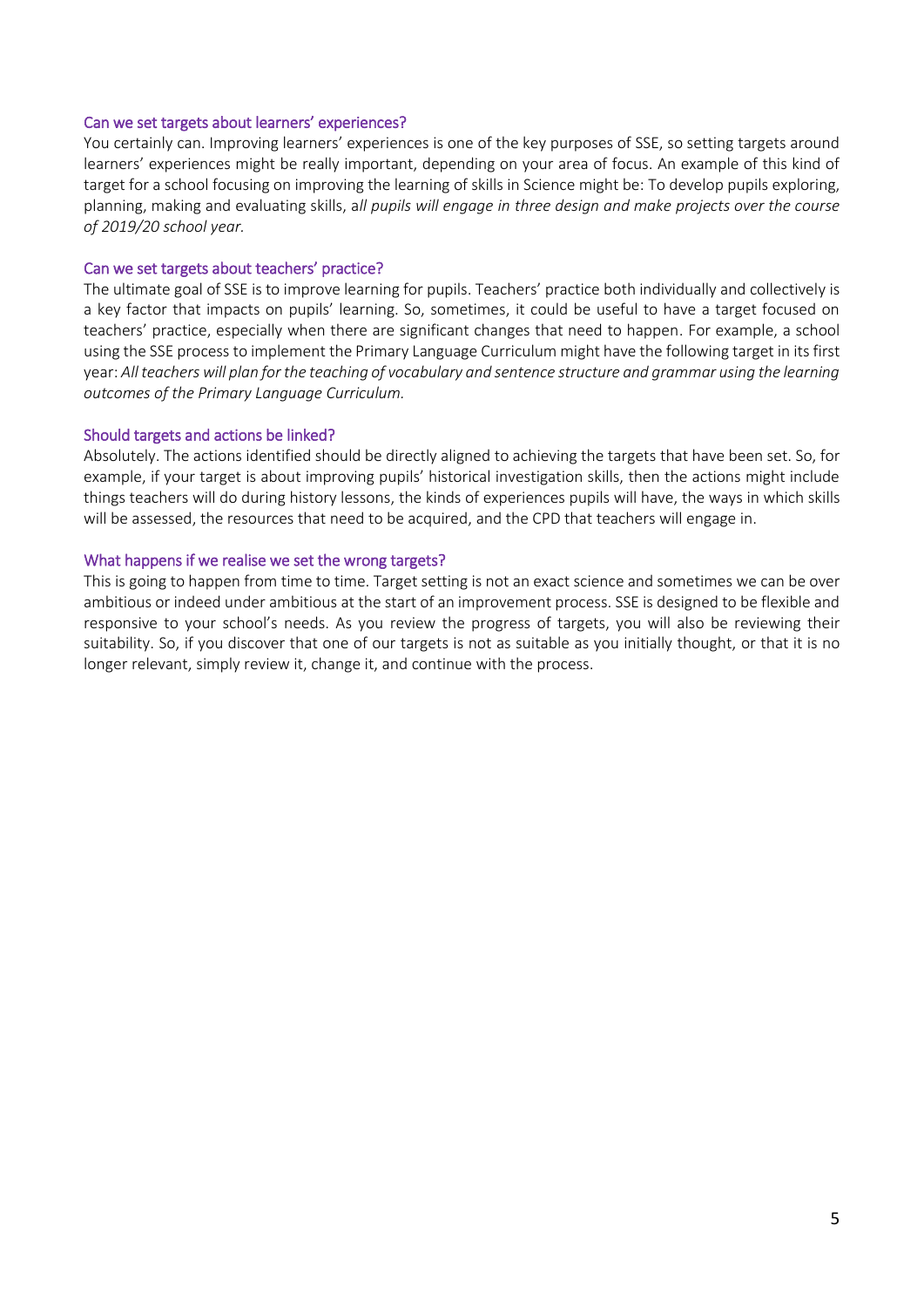### Can we set targets about learners' experiences?

You certainly can. Improving learners' experiences is one of the key purposes of SSE, so setting targets around learners' experiences might be really important, depending on your area of focus. An example of this kind of target for a school focusing on improving the learning of skills in Science might be: To develop pupils exploring, planning, making and evaluating skills, a*ll pupils will engage in three design and make projects over the course of 2019/20 school year.*

### Can we set targets about teachers' practice?

The ultimate goal of SSE is to improve learning for pupils. Teachers' practice both individually and collectively is a key factor that impacts on pupils' learning. So, sometimes, it could be useful to have a target focused on teachers' practice, especially when there are significant changes that need to happen. For example, a school using the SSE process to implement the Primary Language Curriculum might have the following target in its first year: *All teachers will plan for the teaching of vocabulary and sentence structure and grammar using the learning outcomes of the Primary Language Curriculum.*

### Should targets and actions be linked?

Absolutely. The actions identified should be directly aligned to achieving the targets that have been set. So, for example, if your target is about improving pupils' historical investigation skills, then the actions might include things teachers will do during history lessons, the kinds of experiences pupils will have, the ways in which skills will be assessed, the resources that need to be acquired, and the CPD that teachers will engage in.

### What happens if we realise we set the wrong targets?

This is going to happen from time to time. Target setting is not an exact science and sometimes we can be over ambitious or indeed under ambitious at the start of an improvement process. SSE is designed to be flexible and responsive to your school's needs. As you review the progress of targets, you will also be reviewing their suitability. So, if you discover that one of our targets is not as suitable as you initially thought, or that it is no longer relevant, simply review it, change it, and continue with the process.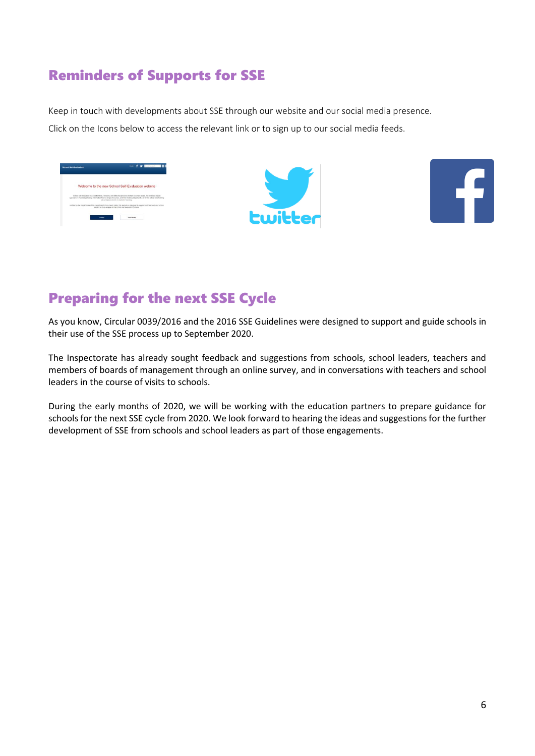## Reminders of Supports for SSE

Keep in touch with developments about SSE through our website and our social media presence.

Click on the Icons below to access the relevant link or to sign up to our social media feeds.

## Preparing for the next SSE Cycle

As you know, Circular 0039/2016 and the 2016 SSE Guidelines were designed to support and guide schools in their use of the SSE process up to September 2020.

The Inspectorate has already sought feedback and suggestions from schools, school leaders, teachers and members of boards of management through an online survey, and in conversations with teachers and school leaders in the course of visits to schools.

During the early months of 2020, we will be working with the education partners to prepare guidance for schools for the next SSE cycle from 2020. We look forward to hearing the ideas and suggestions for the further development of SSE from schools and school leaders as part of those engagements.